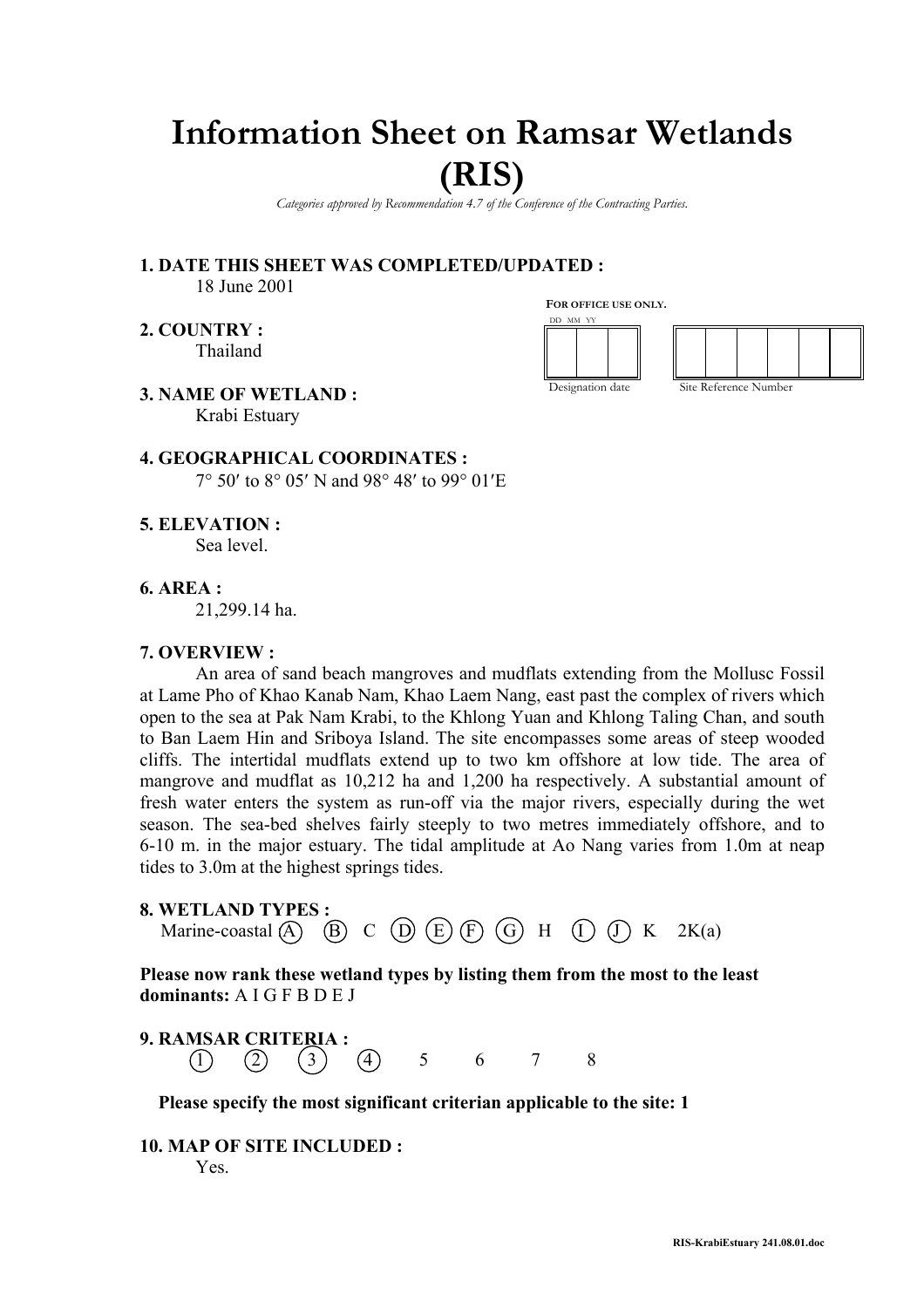# Information Sheet on Ramsar Wetlands (RIS)

*Categories approved by Recommendation 4.7 of the Conference of the Contracting Parties.*

**1. DATE THIS SHEET WAS COMPLETED/UPDATED :**
18 June 2001

**FOR OFFICE USE ONLY.**

| DD MM YY | Site Reference Number |
|---|---|
| Designation date | |

**2. COUNTRY :**
Thailand

**3. NAME OF WETLAND :**
Krabi Estuary

**4. GEOGRAPHICAL COORDINATES :**
7° 50′ to 8° 05′ N and 98° 48′ to 99° 01′E

**5. ELEVATION :**
Sea level.

**6. AREA :**
21,299.14 ha.

**7. OVERVIEW :**

An area of sand beach mangroves and mudflats extending from the Mollusc Fossil at Lame Pho of Khao Kanab Nam, Khao Laem Nang, east past the complex of rivers which open to the sea at Pak Nam Krabi, to the Khlong Yuan and Khlong Taling Chan, and south to Ban Laem Hin and Sriboya Island. The site encompasses some areas of steep wooded cliffs. The intertidal mudflats extend up to two km offshore at low tide. The area of mangrove and mudflat as 10,212 ha and 1,200 ha respectively. A substantial amount of fresh water enters the system as run-off via the major rivers, especially during the wet season. The sea-bed shelves fairly steeply to two metres immediately offshore, and to 6-10 m. in the major estuary. The tidal amplitude at Ao Nang varies from 1.0m at neap tides to 3.0m at the highest springs tides.

**8. WETLAND TYPES :**

Marine-coastal (A) (B) C (D) (E) (F) (G) H (I) (J) K 2K(a)

**Please now rank these wetland types by listing them from the most to the least dominants:** A I G F B D E J

**9. RAMSAR CRITERIA :**

(1) (2) (3) (4) 5 6 7 8

**Please specify the most significant criterian applicable to the site: 1**

**10. MAP OF SITE INCLUDED :**
Yes.

RIS-KrabiEstuary 241.08.01.doc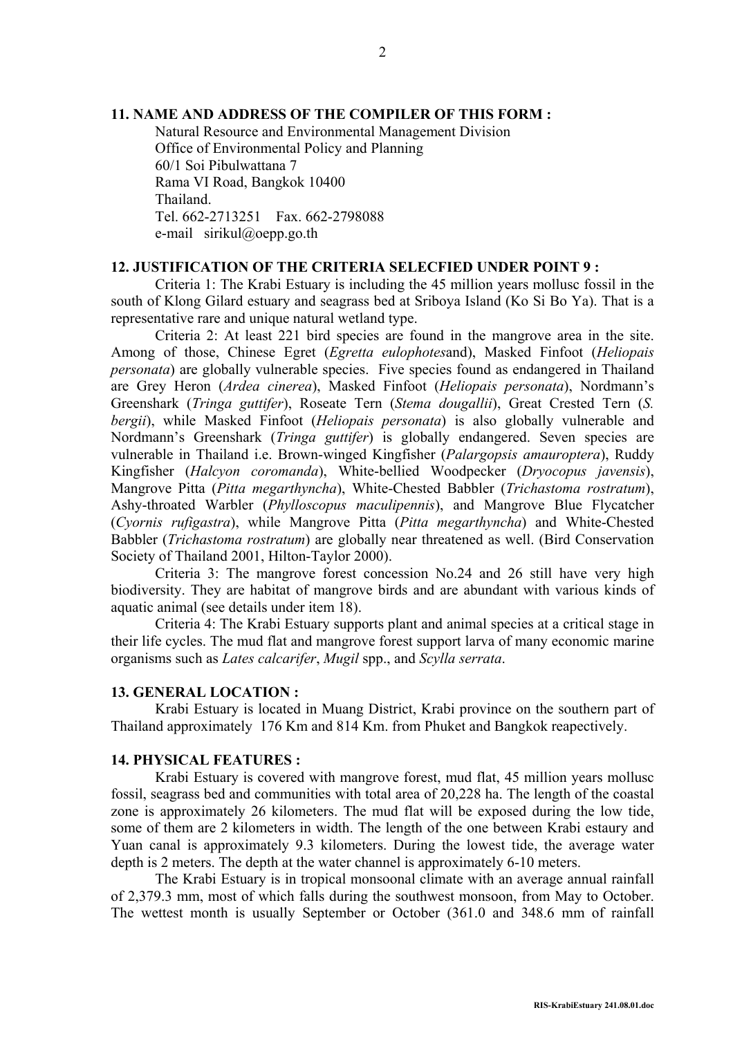**11. NAME AND ADDRESS OF THE COMPILER OF THIS FORM :**

Natural Resource and Environmental Management Division
Office of Environmental Policy and Planning
60/1 Soi Pibulwattana 7
Rama VI Road, Bangkok 10400
Thailand.
Tel. 662-2713251 Fax. 662-2798088
e-mail sirikul@oepp.go.th

**12. JUSTIFICATION OF THE CRITERIA SELECFIED UNDER POINT 9 :**

Criteria 1: The Krabi Estuary is including the 45 million years mollusc fossil in the south of Klong Gilard estuary and seagrass bed at Sriboya Island (Ko Si Bo Ya). That is a representative rare and unique natural wetland type.

Criteria 2: At least 221 bird species are found in the mangrove area in the site. Among of those, Chinese Egret (*Egretta eulophotes*and), Masked Finfoot (*Heliopais personata*) are globally vulnerable species. Five species found as endangered in Thailand are Grey Heron (*Ardea cinerea*), Masked Finfoot (*Heliopais personata*), Nordmann's Greenshark (*Tringa guttifer*), Roseate Tern (*Stema dougallii*), Great Crested Tern (*S. bergii*), while Masked Finfoot (*Heliopais personata*) is also globally vulnerable and Nordmann's Greenshark (*Tringa guttifer*) is globally endangered. Seven species are vulnerable in Thailand i.e. Brown-winged Kingfisher (*Palargopsis amauroptera*), Ruddy Kingfisher (*Halcyon coromanda*), White-bellied Woodpecker (*Dryocopus javensis*), Mangrove Pitta (*Pitta megarthyncha*), White-Chested Babbler (*Trichastoma rostratum*), Ashy-throated Warbler (*Phylloscopus maculipennis*), and Mangrove Blue Flycatcher (*Cyornis rufigastra*), while Mangrove Pitta (*Pitta megarthyncha*) and White-Chested Babbler (*Trichastoma rostratum*) are globally near threatened as well. (Bird Conservation Society of Thailand 2001, Hilton-Taylor 2000).

Criteria 3: The mangrove forest concession No.24 and 26 still have very high biodiversity. They are habitat of mangrove birds and are abundant with various kinds of aquatic animal (see details under item 18).

Criteria 4: The Krabi Estuary supports plant and animal species at a critical stage in their life cycles. The mud flat and mangrove forest support larva of many economic marine organisms such as *Lates calcarifer*, *Mugil* spp., and *Scylla serrata*.

**13. GENERAL LOCATION :**

Krabi Estuary is located in Muang District, Krabi province on the southern part of Thailand approximately 176 Km and 814 Km. from Phuket and Bangkok reapectively.

**14. PHYSICAL FEATURES :**

Krabi Estuary is covered with mangrove forest, mud flat, 45 million years mollusc fossil, seagrass bed and communities with total area of 20,228 ha. The length of the coastal zone is approximately 26 kilometers. The mud flat will be exposed during the low tide, some of them are 2 kilometers in width. The length of the one between Krabi estaury and Yuan canal is approximately 9.3 kilometers. During the lowest tide, the average water depth is 2 meters. The depth at the water channel is approximately 6-10 meters.

The Krabi Estuary is in tropical monsoonal climate with an average annual rainfall of 2,379.3 mm, most of which falls during the southwest monsoon, from May to October. The wettest month is usually September or October (361.0 and 348.6 mm of rainfall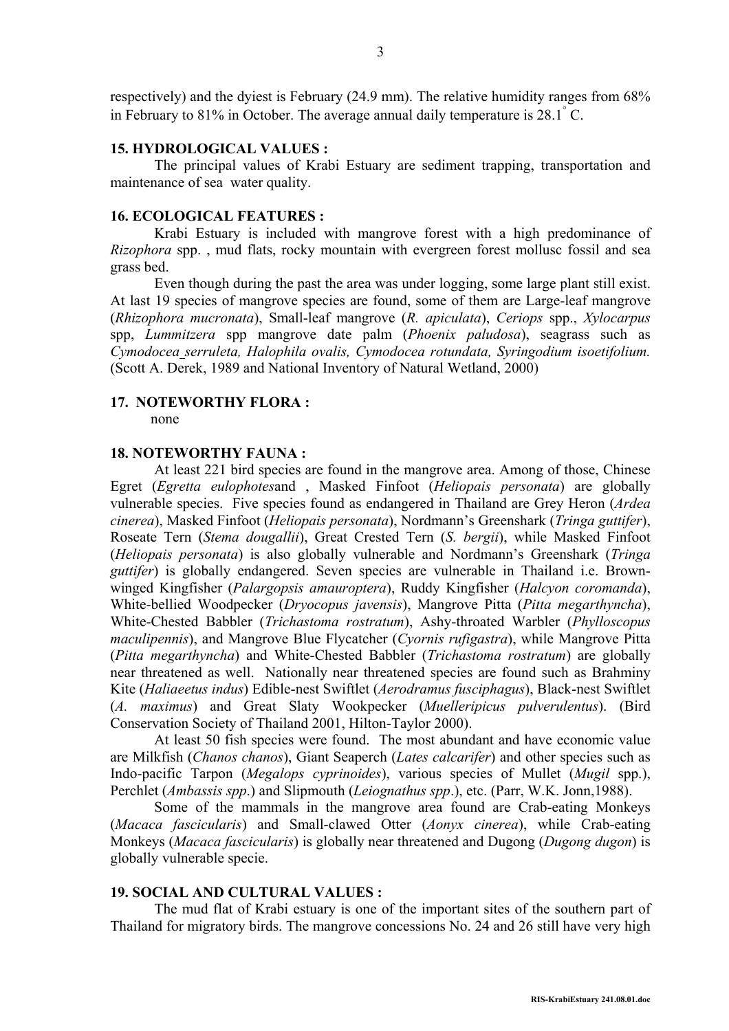respectively) and the dyiest is February (24.9 mm). The relative humidity ranges from 68% in February to 81% in October. The average annual daily temperature is 28.1° C.

**15. HYDROLOGICAL VALUES :**

The principal values of Krabi Estuary are sediment trapping, transportation and maintenance of sea water quality.

**16. ECOLOGICAL FEATURES :**

Krabi Estuary is included with mangrove forest with a high predominance of *Rizophora* spp. , mud flats, rocky mountain with evergreen forest mollusc fossil and sea grass bed.

Even though during the past the area was under logging, some large plant still exist. At last 19 species of mangrove species are found, some of them are Large-leaf mangrove (*Rhizophora mucronata*), Small-leaf mangrove (*R. apiculata*), *Ceriops* spp., *Xylocarpus* spp, *Lummitzera* spp mangrove date palm (*Phoenix paludosa*), seagrass such as *Cymodocea serruleta, Halophila ovalis, Cymodocea rotundata, Syringodium isoetifolium.* (Scott A. Derek, 1989 and National Inventory of Natural Wetland, 2000)

**17. NOTEWORTHY FLORA :**

none

**18. NOTEWORTHY FAUNA :**

At least 221 bird species are found in the mangrove area. Among of those, Chinese Egret (*Egretta eulophotes*and , Masked Finfoot (*Heliopais personata*) are globally vulnerable species. Five species found as endangered in Thailand are Grey Heron (*Ardea cinerea*), Masked Finfoot (*Heliopais personata*), Nordmann's Greenshark (*Tringa guttifer*), Roseate Tern (*Stema dougallii*), Great Crested Tern (*S. bergii*), while Masked Finfoot (*Heliopais personata*) is also globally vulnerable and Nordmann's Greenshark (*Tringa guttifer*) is globally endangered. Seven species are vulnerable in Thailand i.e. Brown-winged Kingfisher (*Palargopsis amauroptera*), Ruddy Kingfisher (*Halcyon coromanda*), White-bellied Woodpecker (*Dryocopus javensis*), Mangrove Pitta (*Pitta megarthyncha*), White-Chested Babbler (*Trichastoma rostratum*), Ashy-throated Warbler (*Phylloscopus maculipennis*), and Mangrove Blue Flycatcher (*Cyornis rufigastra*), while Mangrove Pitta (*Pitta megarthyncha*) and White-Chested Babbler (*Trichastoma rostratum*) are globally near threatened as well. Nationally near threatened species are found such as Brahminy Kite (*Haliaeetus indus*) Edible-nest Swiftlet (*Aerodramus fusciphagus*), Black-nest Swiftlet (*A. maximus*) and Great Slaty Wookpecker (*Muelleripicus pulverulentus*). (Bird Conservation Society of Thailand 2001, Hilton-Taylor 2000).

At least 50 fish species were found. The most abundant and have economic value are Milkfish (*Chanos chanos*), Giant Seaperch (*Lates calcarifer*) and other species such as Indo-pacific Tarpon (*Megalops cyprinoides*), various species of Mullet (*Mugil* spp.), Perchlet (*Ambassis spp*.) and Slipmouth (*Leiognathus spp*.), etc. (Parr, W.K. Jonn,1988).

Some of the mammals in the mangrove area found are Crab-eating Monkeys (*Macaca fascicularis*) and Small-clawed Otter (*Aonyx cinerea*), while Crab-eating Monkeys (*Macaca fascicularis*) is globally near threatened and Dugong (*Dugong dugon*) is globally vulnerable specie.

**19. SOCIAL AND CULTURAL VALUES :**

The mud flat of Krabi estuary is one of the important sites of the southern part of Thailand for migratory birds. The mangrove concessions No. 24 and 26 still have very high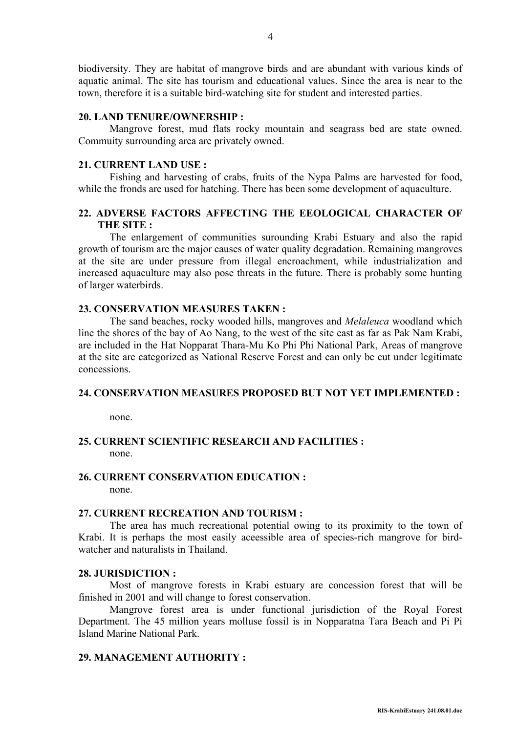biodiversity. They are habitat of mangrove birds and are abundant with various kinds of aquatic animal. The site has tourism and educational values. Since the area is near to the town, therefore it is a suitable bird-watching site for student and interested parties.

**20. LAND TENURE/OWNERSHIP :**

Mangrove forest, mud flats rocky mountain and seagrass bed are state owned. Commuity surrounding area are privately owned.

**21. CURRENT LAND USE :**

Fishing and harvesting of crabs, fruits of the Nypa Palms are harvested for food, while the fronds are used for hatching. There has been some development of aquaculture.

**22. ADVERSE FACTORS AFFECTING THE EEOLOGICAL CHARACTER OF THE SITE :**

The enlargement of communities surounding Krabi Estuary and also the rapid growth of tourism are the major causes of water quality degradation. Remaining mangroves at the site are under pressure from illegal encroachment, while industrialization and inereased aquaculture may also pose threats in the future. There is probably some hunting of larger waterbirds.

**23. CONSERVATION MEASURES TAKEN :**

The sand beaches, rocky wooded hills, mangroves and *Melaleuca* woodland which line the shores of the bay of Ao Nang, to the west of the site east as far as Pak Nam Krabi, are included in the Hat Nopparat Thara-Mu Ko Phi Phi National Park, Areas of mangrove at the site are categorized as National Reserve Forest and can only be cut under legitimate concessions.

**24. CONSERVATION MEASURES PROPOSED BUT NOT YET IMPLEMENTED :**

none.

**25. CURRENT SCIENTIFIC RESEARCH AND FACILITIES :**

none.

**26. CURRENT CONSERVATION EDUCATION :**

none.

**27. CURRENT RECREATION AND TOURISM :**

The area has much recreational potential owing to its proximity to the town of Krabi. It is perhaps the most easily aceessible area of species-rich mangrove for bird-watcher and naturalists in Thailand.

**28. JURISDICTION :**

Most of mangrove forests in Krabi estuary are concession forest that will be finished in 2001 and will change to forest conservation.

Mangrove forest area is under functional jurisdiction of the Royal Forest Department. The 45 million years molluse fossil is in Nopparatna Tara Beach and Pi Pi Island Marine National Park.

**29. MANAGEMENT AUTHORITY :**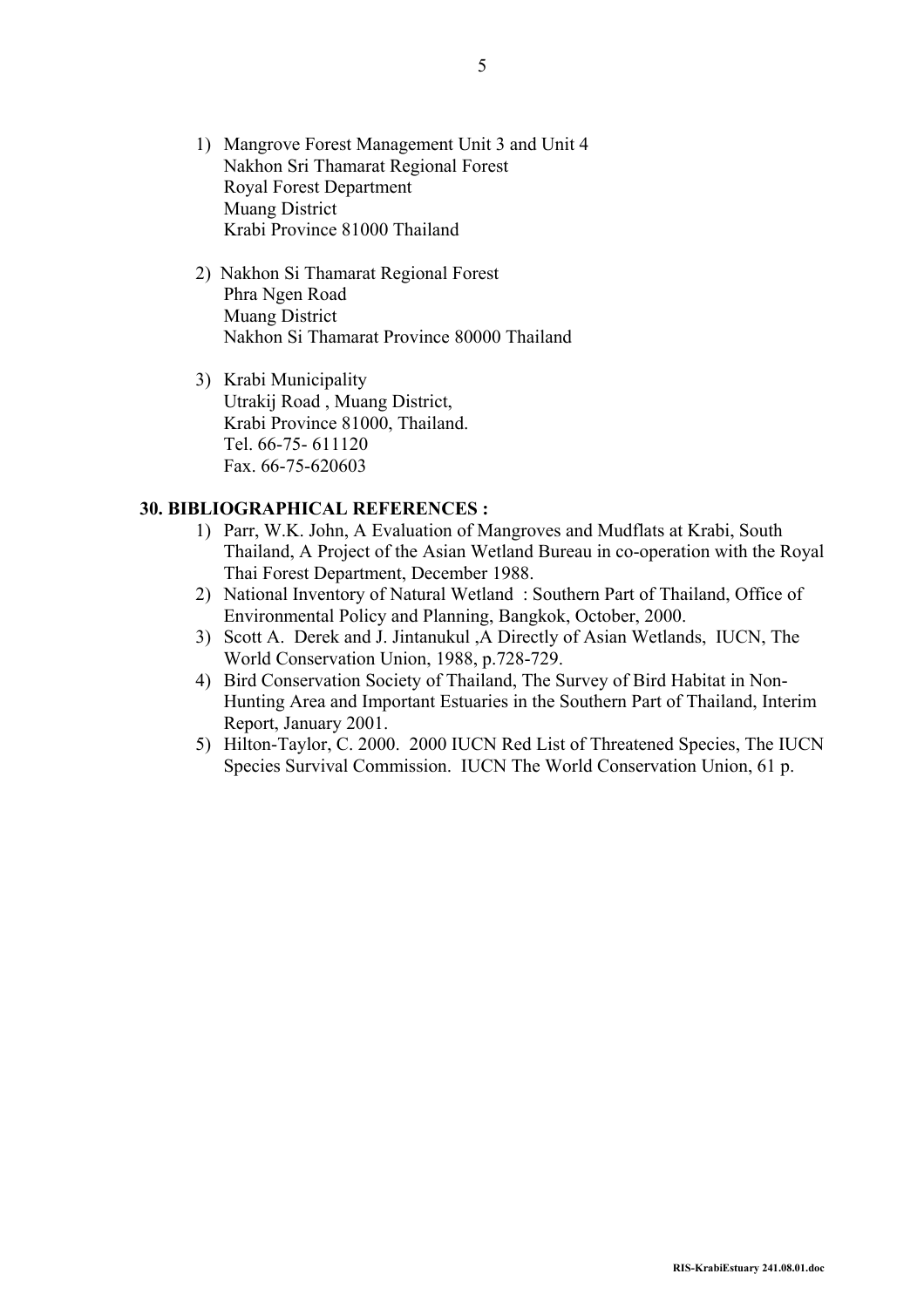1) Mangrove Forest Management Unit 3 and Unit 4
   Nakhon Sri Thamarat Regional Forest
   Royal Forest Department
   Muang District
   Krabi Province 81000 Thailand

2) Nakhon Si Thamarat Regional Forest
   Phra Ngen Road
   Muang District
   Nakhon Si Thamarat Province 80000 Thailand

3) Krabi Municipality
   Utrakij Road , Muang District,
   Krabi Province 81000, Thailand.
   Tel. 66-75- 611120
   Fax. 66-75-620603

**30. BIBLIOGRAPHICAL REFERENCES :**

1) Parr, W.K. John, A Evaluation of Mangroves and Mudflats at Krabi, South Thailand, A Project of the Asian Wetland Bureau in co-operation with the Royal Thai Forest Department, December 1988.
2) National Inventory of Natural Wetland : Southern Part of Thailand, Office of Environmental Policy and Planning, Bangkok, October, 2000.
3) Scott A. Derek and J. Jintanukul ,A Directly of Asian Wetlands, IUCN, The World Conservation Union, 1988, p.728-729.
4) Bird Conservation Society of Thailand, The Survey of Bird Habitat in Non-Hunting Area and Important Estuaries in the Southern Part of Thailand, Interim Report, January 2001.
5) Hilton-Taylor, C. 2000. 2000 IUCN Red List of Threatened Species, The IUCN Species Survival Commission. IUCN The World Conservation Union, 61 p.